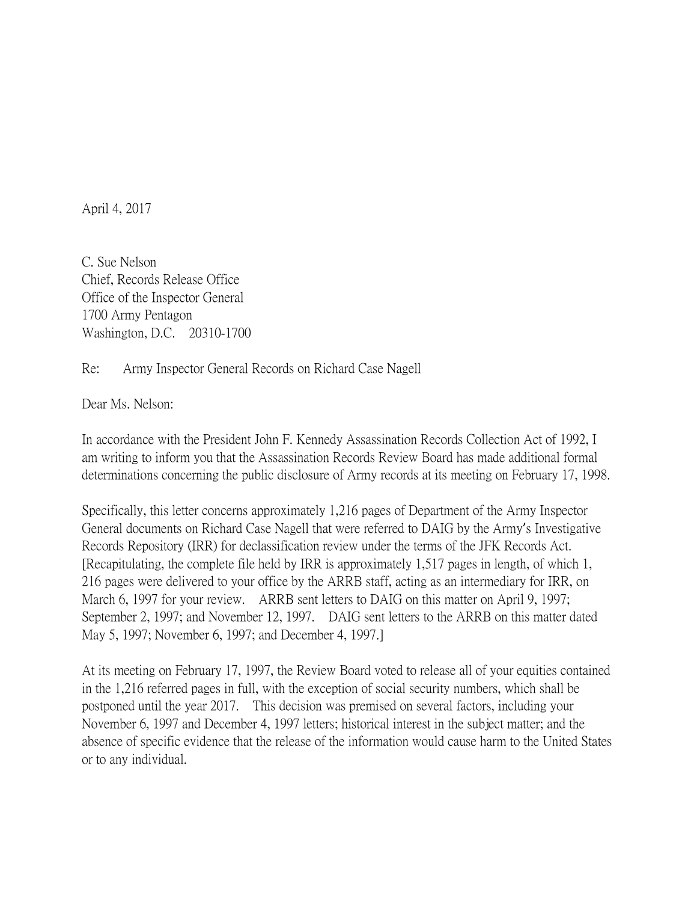April 4, 2017

C. Sue Nelson  
Chief, Records Release Office  
Office of the Inspector General  
1700 Army Pentagon  
Washington, D.C. 20310-1700

Re: Army Inspector General Records on Richard Case Nagell

Dear Ms. Nelson:

In accordance with the President John F. Kennedy Assassination Records Collection Act of 1992, I am writing to inform you that the Assassination Records Review Board has made additional formal determinations concerning the public disclosure of Army records at its meeting on February 17, 1998.

Specifically, this letter concerns approximately 1,216 pages of Department of the Army Inspector General documents on Richard Case Nagell that were referred to DAIG by the Army's Investigative Records Repository (IRR) for declassification review under the terms of the JFK Records Act. [Recapitulating, the complete file held by IRR is approximately 1,517 pages in length, of which 1, 216 pages were delivered to your office by the ARRB staff, acting as an intermediary for IRR, on March 6, 1997 for your review. ARRB sent letters to DAIG on this matter on April 9, 1997; September 2, 1997; and November 12, 1997. DAIG sent letters to the ARRB on this matter dated May 5, 1997; November 6, 1997; and December 4, 1997.]

At its meeting on February 17, 1997, the Review Board voted to release all of your equities contained in the 1,216 referred pages in full, with the exception of social security numbers, which shall be postponed until the year 2017. This decision was premised on several factors, including your November 6, 1997 and December 4, 1997 letters; historical interest in the subject matter; and the absence of specific evidence that the release of the information would cause harm to the United States or to any individual.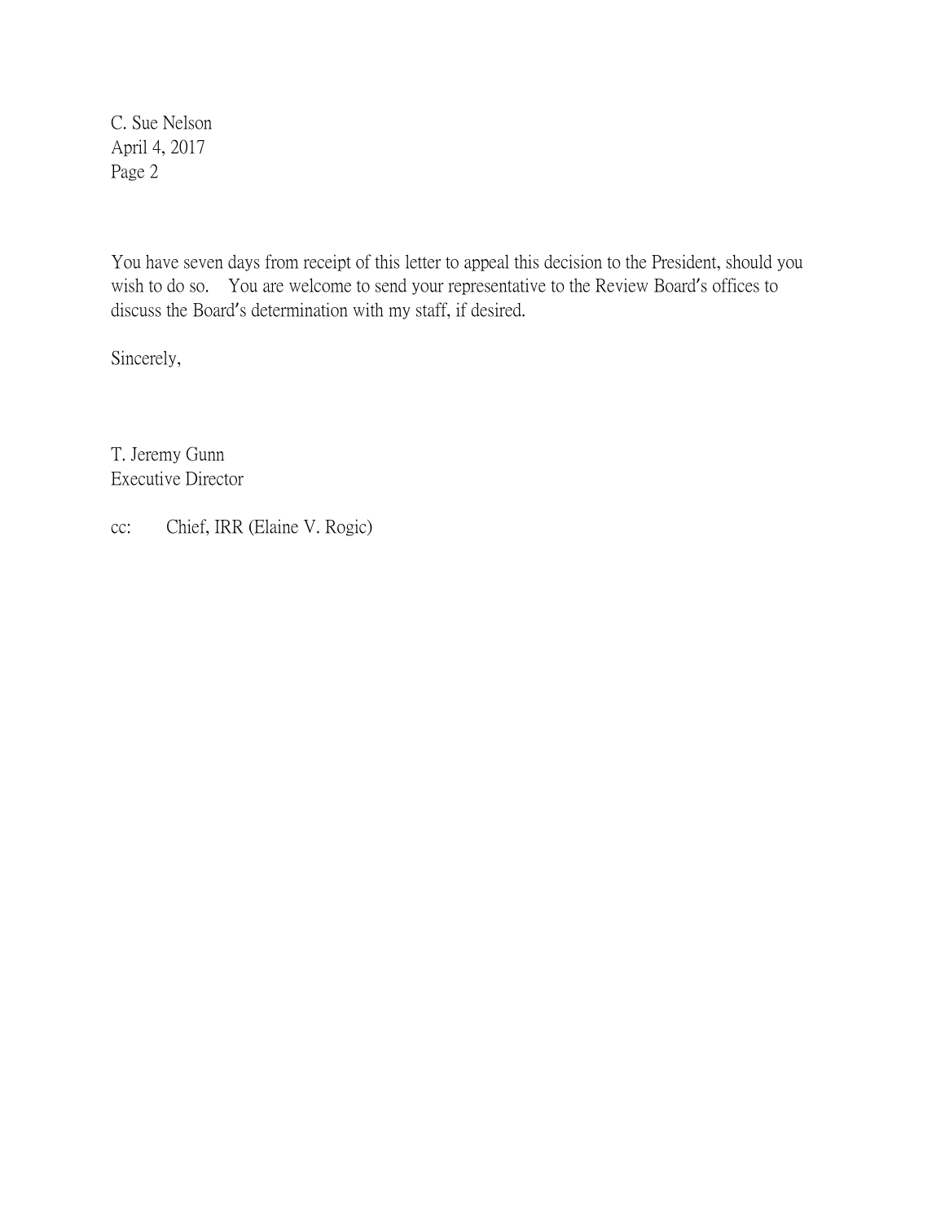You have seven days from receipt of this letter to appeal this decision to the President, should you wish to do so. You are welcome to send your representative to the Review Board's offices to discuss the Board's determination with my staff, if desired.

Sincerely,

T. Jeremy Gunn
Executive Director

cc: Chief, IRR (Elaine V. Rogic)